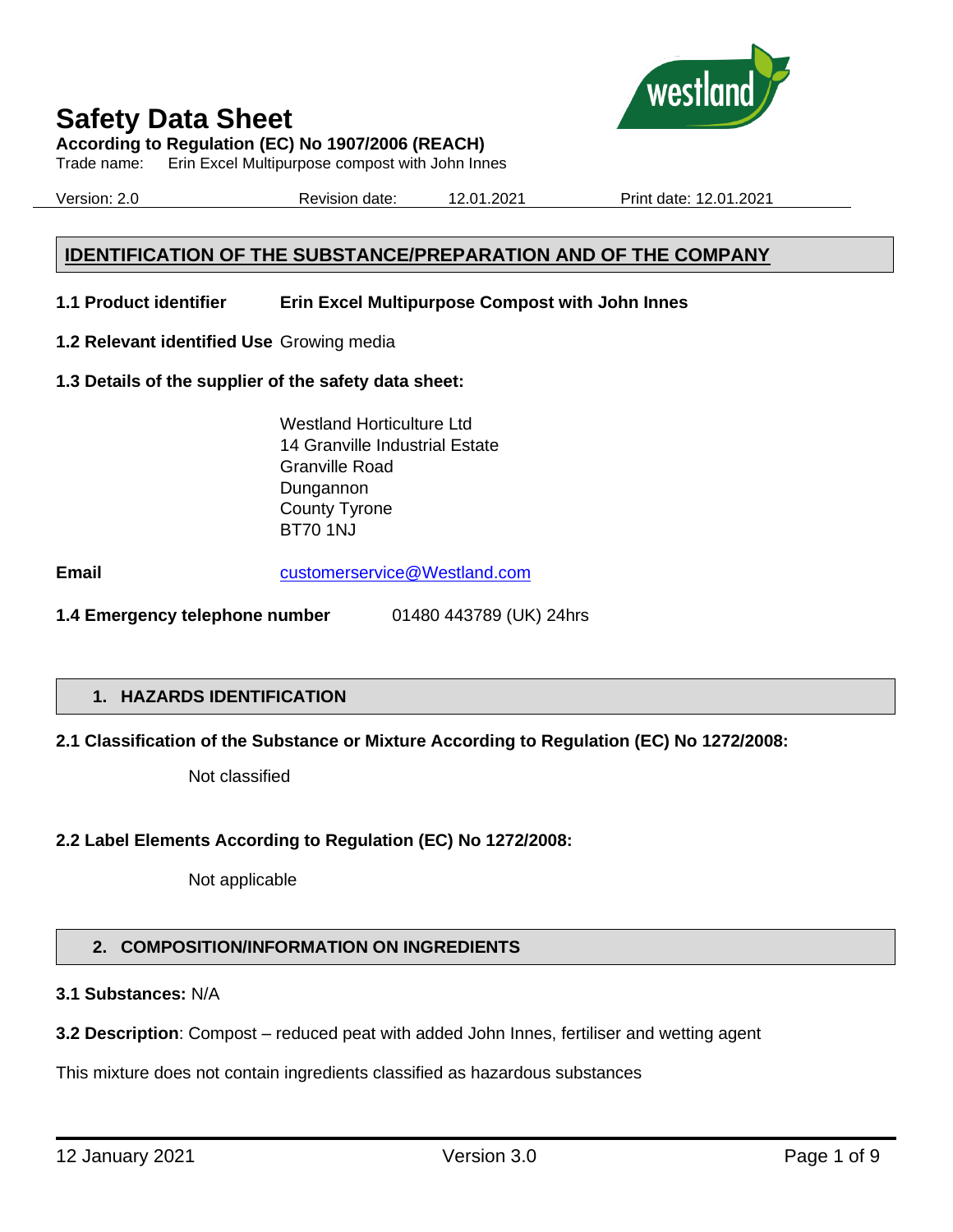# Safety Data Sheet

**According to Regulation (EC) No 1907/2006 (REACH)**

Trade name: Erin Excel Multipurpose compost with John Innes

Version: 2.0 Revision date: 12.01.2021 Print date: 12.01.2021

## IDENTIFICATION OF THE SUBSTANCE/PREPARATION AND OF THE COMPANY

**1.1 Product identifier** **Erin Excel Multipurpose Compost with John Innes**

**1.2 Relevant identified Use** Growing media

**1.3 Details of the supplier of the safety data sheet:**

Westland Horticulture Ltd
14 Granville Industrial Estate
Granville Road
Dungannon
County Tyrone
BT70 1NJ

**Email** customerservice@Westland.com

**1.4 Emergency telephone number** 01480 443789 (UK) 24hrs

## 1. HAZARDS IDENTIFICATION

**2.1 Classification of the Substance or Mixture According to Regulation (EC) No 1272/2008:**

Not classified

**2.2 Label Elements According to Regulation (EC) No 1272/2008:**

Not applicable

## 2. COMPOSITION/INFORMATION ON INGREDIENTS

**3.1 Substances:** N/A

**3.2 Description**: Compost – reduced peat with added John Innes, fertiliser and wetting agent

This mixture does not contain ingredients classified as hazardous substances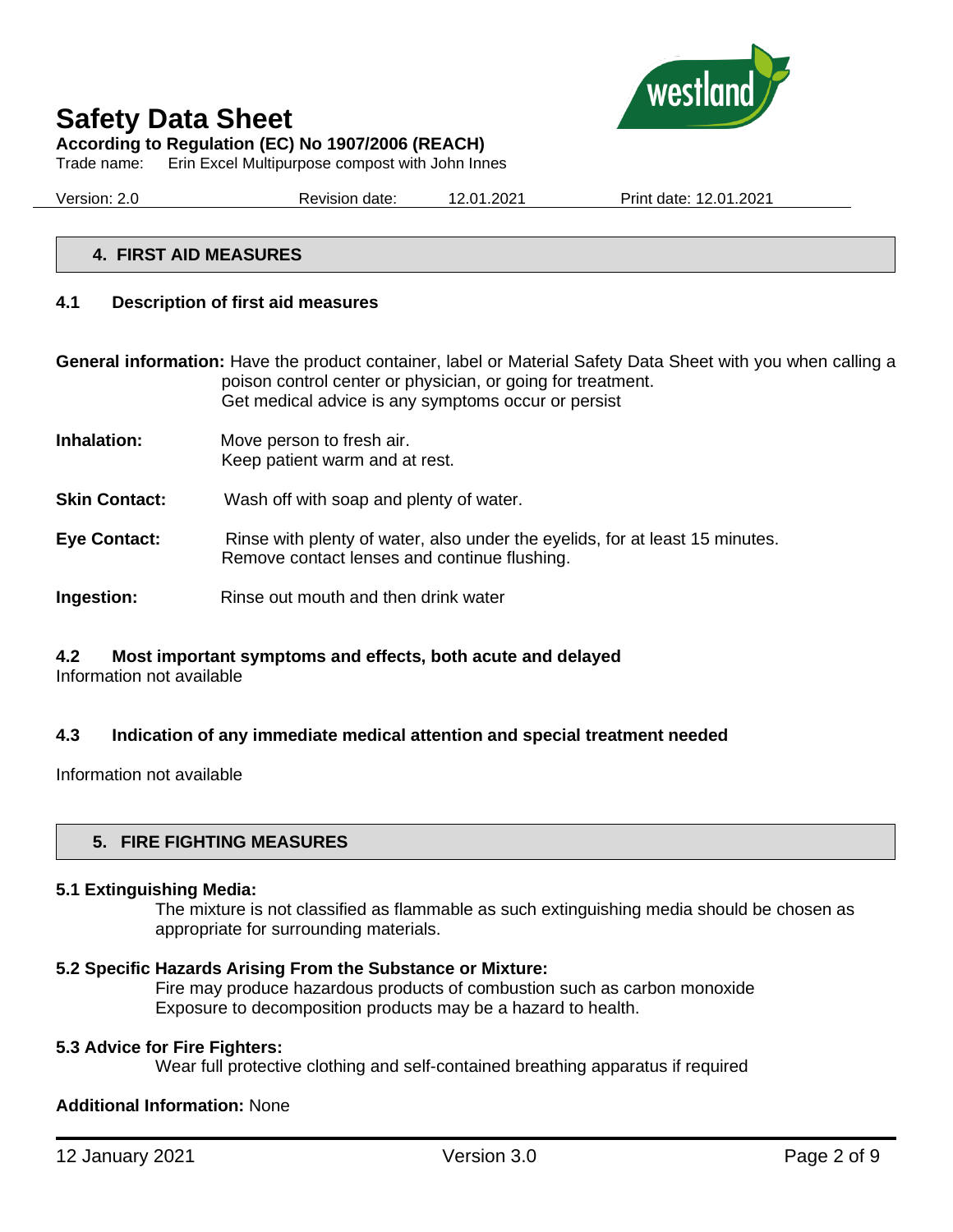## 4. FIRST AID MEASURES

### 4.1 Description of first aid measures

**General information:** Have the product container, label or Material Safety Data Sheet with you when calling a poison control center or physician, or going for treatment.
Get medical advice is any symptoms occur or persist

**Inhalation:** Move person to fresh air.
Keep patient warm and at rest.

**Skin Contact:** Wash off with soap and plenty of water.

**Eye Contact:** Rinse with plenty of water, also under the eyelids, for at least 15 minutes.
Remove contact lenses and continue flushing.

**Ingestion:** Rinse out mouth and then drink water

### 4.2 Most important symptoms and effects, both acute and delayed

Information not available

### 4.3 Indication of any immediate medical attention and special treatment needed

Information not available

## 5. FIRE FIGHTING MEASURES

**5.1 Extinguishing Media:**

The mixture is not classified as flammable as such extinguishing media should be chosen as appropriate for surrounding materials.

**5.2 Specific Hazards Arising From the Substance or Mixture:**

Fire may produce hazardous products of combustion such as carbon monoxide
Exposure to decomposition products may be a hazard to health.

**5.3 Advice for Fire Fighters:**

Wear full protective clothing and self-contained breathing apparatus if required

**Additional Information:** None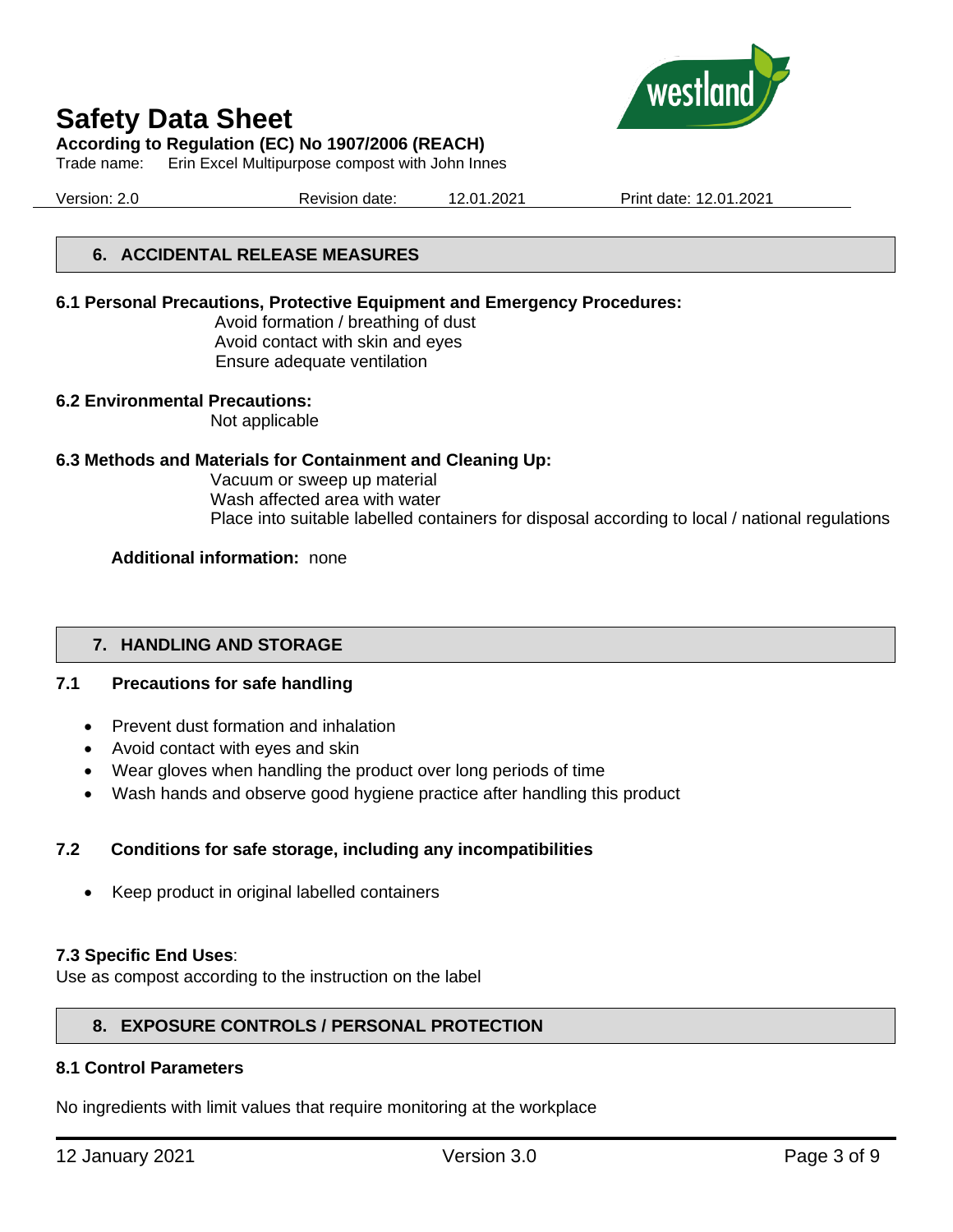## 6. ACCIDENTAL RELEASE MEASURES

### 6.1 Personal Precautions, Protective Equipment and Emergency Procedures:

Avoid formation / breathing of dust
Avoid contact with skin and eyes
Ensure adequate ventilation

### 6.2 Environmental Precautions:

Not applicable

### 6.3 Methods and Materials for Containment and Cleaning Up:

Vacuum or sweep up material
Wash affected area with water
Place into suitable labelled containers for disposal according to local / national regulations

**Additional information:** none

## 7. HANDLING AND STORAGE

### 7.1 Precautions for safe handling

- Prevent dust formation and inhalation
- Avoid contact with eyes and skin
- Wear gloves when handling the product over long periods of time
- Wash hands and observe good hygiene practice after handling this product

### 7.2 Conditions for safe storage, including any incompatibilities

- Keep product in original labelled containers

### 7.3 Specific End Uses:

Use as compost according to the instruction on the label

## 8. EXPOSURE CONTROLS / PERSONAL PROTECTION

### 8.1 Control Parameters

No ingredients with limit values that require monitoring at the workplace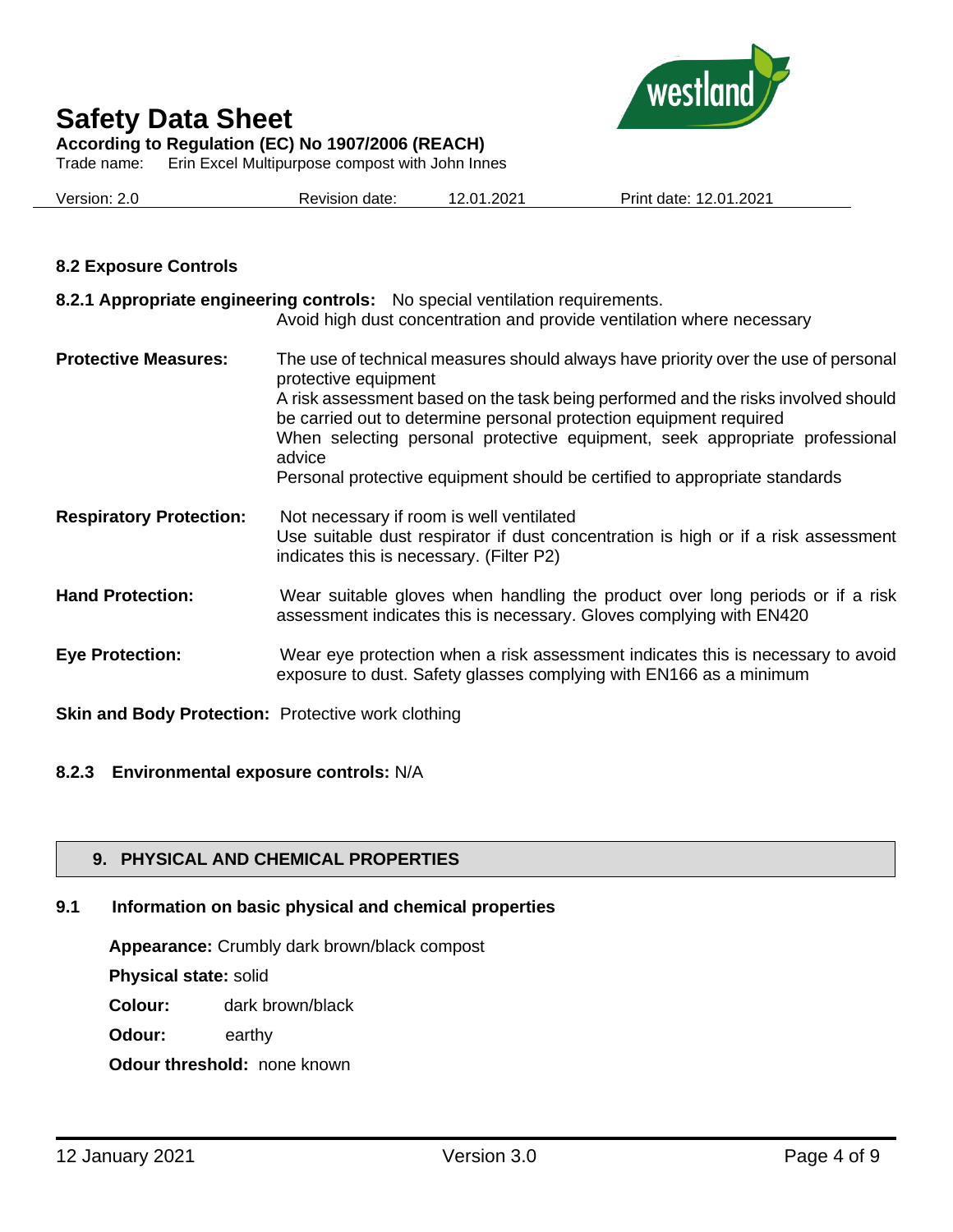### 8.2 Exposure Controls

**8.2.1 Appropriate engineering controls:** No special ventilation requirements.
Avoid high dust concentration and provide ventilation where necessary

**Protective Measures:** The use of technical measures should always have priority over the use of personal protective equipment
A risk assessment based on the task being performed and the risks involved should be carried out to determine personal protection equipment required
When selecting personal protective equipment, seek appropriate professional advice
Personal protective equipment should be certified to appropriate standards

**Respiratory Protection:** Not necessary if room is well ventilated
Use suitable dust respirator if dust concentration is high or if a risk assessment indicates this is necessary. (Filter P2)

**Hand Protection:** Wear suitable gloves when handling the product over long periods or if a risk assessment indicates this is necessary. Gloves complying with EN420

**Eye Protection:** Wear eye protection when a risk assessment indicates this is necessary to avoid exposure to dust. Safety glasses complying with EN166 as a minimum

**Skin and Body Protection:** Protective work clothing

**8.2.3 Environmental exposure controls:** N/A

## 9. PHYSICAL AND CHEMICAL PROPERTIES

### 9.1 Information on basic physical and chemical properties

**Appearance:** Crumbly dark brown/black compost

**Physical state:** solid

**Colour:** dark brown/black

**Odour:** earthy

**Odour threshold:** none known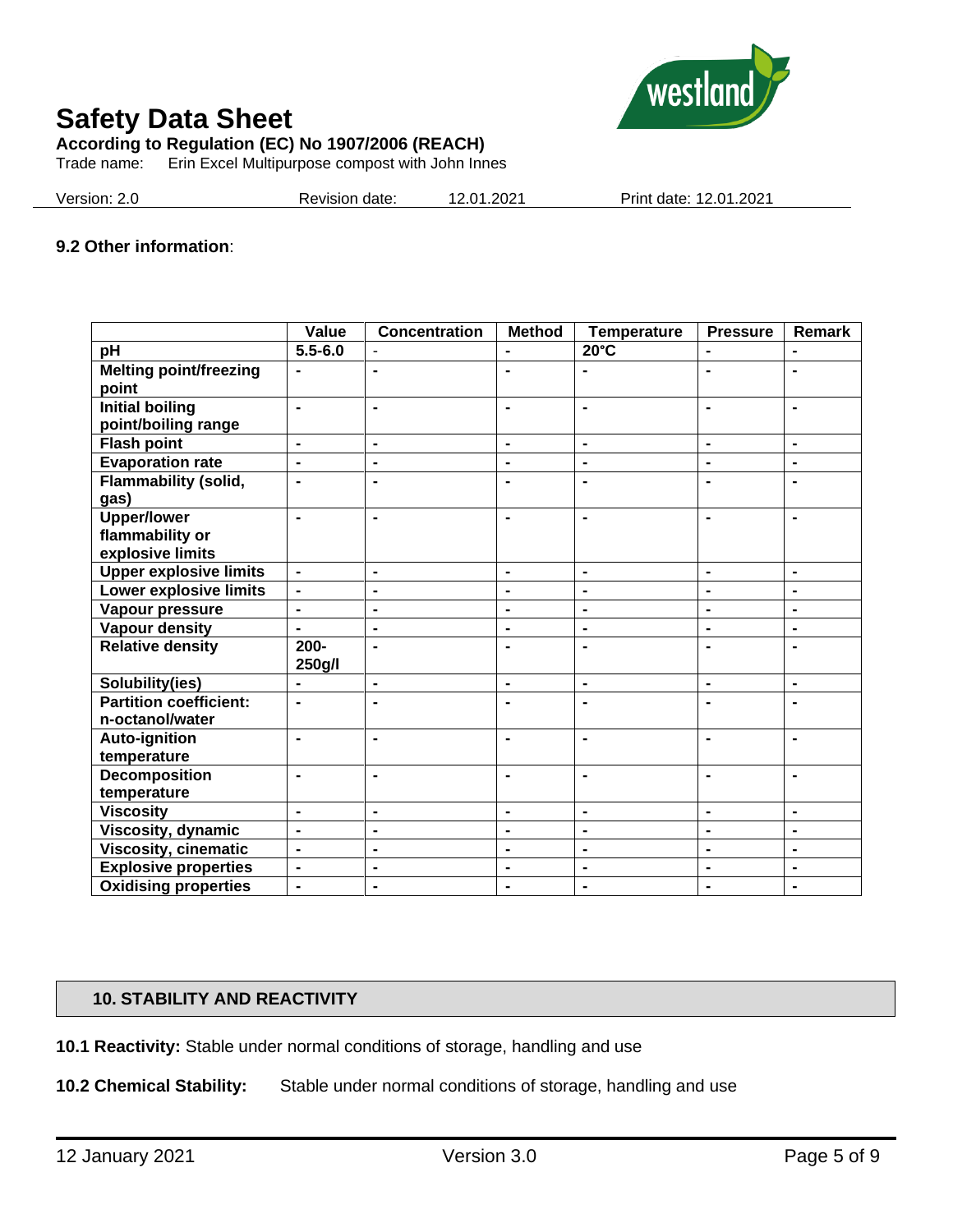### 9.2 Other information:

| | Value | Concentration | Method | Temperature | Pressure | Remark |
|---|---|---|---|---|---|---|
| pH | 5.5-6.0 | - | - | 20°C | - | - |
| Melting point/freezing point | - | - | - | - | - | - |
| Initial boiling point/boiling range | - | - | - | - | - | - |
| Flash point | - | - | - | - | - | - |
| Evaporation rate | - | - | - | - | - | - |
| Flammability (solid, gas) | - | - | - | - | - | - |
| Upper/lower flammability or explosive limits | - | - | - | - | - | - |
| Upper explosive limits | - | - | - | - | - | - |
| Lower explosive limits | - | - | - | - | - | - |
| Vapour pressure | - | - | - | - | - | - |
| Vapour density | - | - | - | - | - | - |
| Relative density | 200-250g/l | - | - | - | - | - |
| Solubility(ies) | - | - | - | - | - | - |
| Partition coefficient: n-octanol/water | - | - | - | - | - | - |
| Auto-ignition temperature | - | - | - | - | - | - |
| Decomposition temperature | - | - | - | - | - | - |
| Viscosity | - | - | - | - | - | - |
| Viscosity, dynamic | - | - | - | - | - | - |
| Viscosity, cinematic | - | - | - | - | - | - |
| Explosive properties | - | - | - | - | - | - |
| Oxidising properties | - | - | - | - | - | - |

## 10. STABILITY AND REACTIVITY

**10.1 Reactivity:** Stable under normal conditions of storage, handling and use

**10.2 Chemical Stability:** Stable under normal conditions of storage, handling and use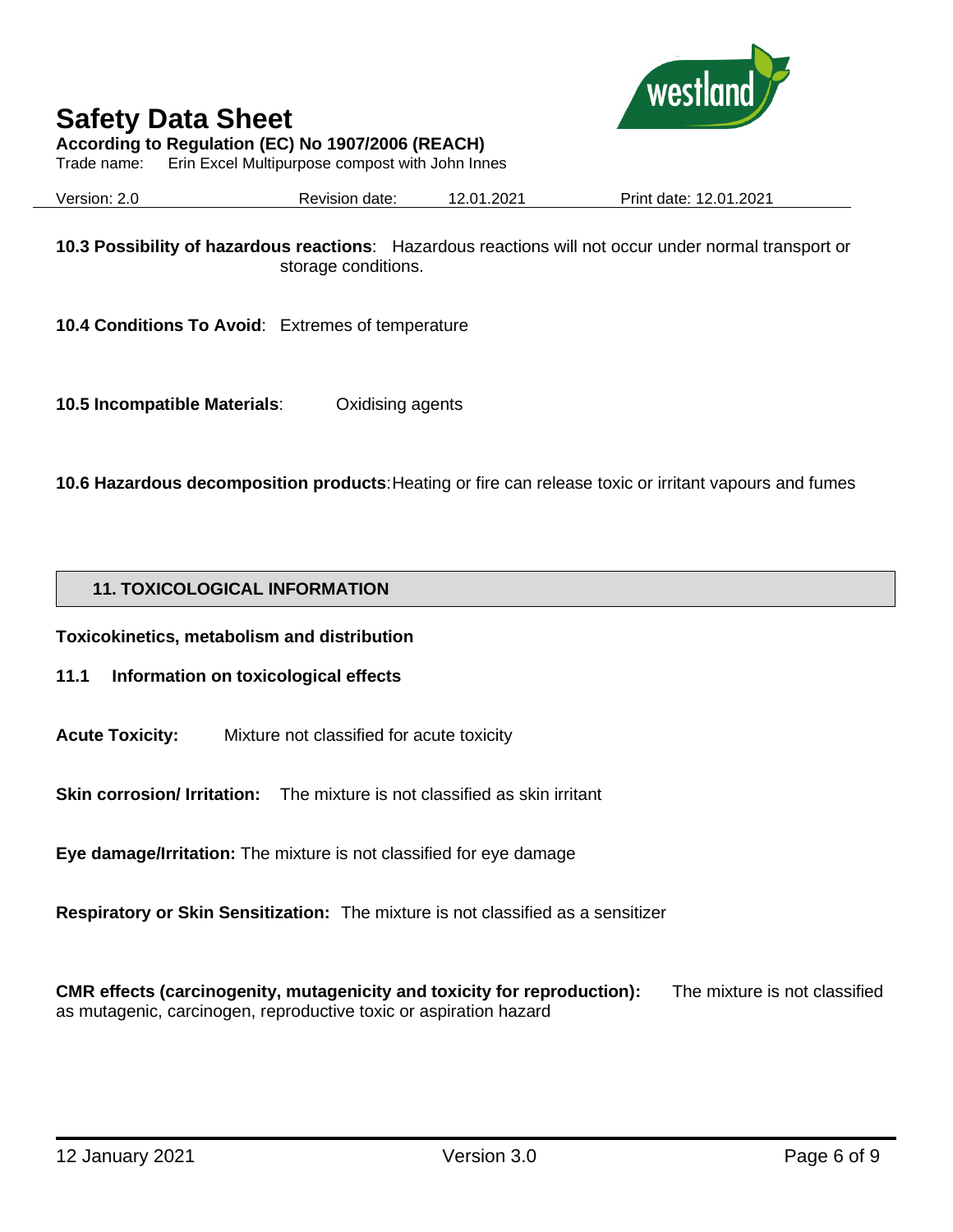**10.3 Possibility of hazardous reactions**: Hazardous reactions will not occur under normal transport or storage conditions.

**10.4 Conditions To Avoid**: Extremes of temperature

**10.5 Incompatible Materials**: Oxidising agents

**10.6 Hazardous decomposition products**: Heating or fire can release toxic or irritant vapours and fumes

## 11. TOXICOLOGICAL INFORMATION

**Toxicokinetics, metabolism and distribution**

### 11.1 Information on toxicological effects

**Acute Toxicity:** Mixture not classified for acute toxicity

**Skin corrosion/ Irritation:** The mixture is not classified as skin irritant

**Eye damage/Irritation:** The mixture is not classified for eye damage

**Respiratory or Skin Sensitization:** The mixture is not classified as a sensitizer

**CMR effects (carcinogenity, mutagenicity and toxicity for reproduction):** The mixture is not classified as mutagenic, carcinogen, reproductive toxic or aspiration hazard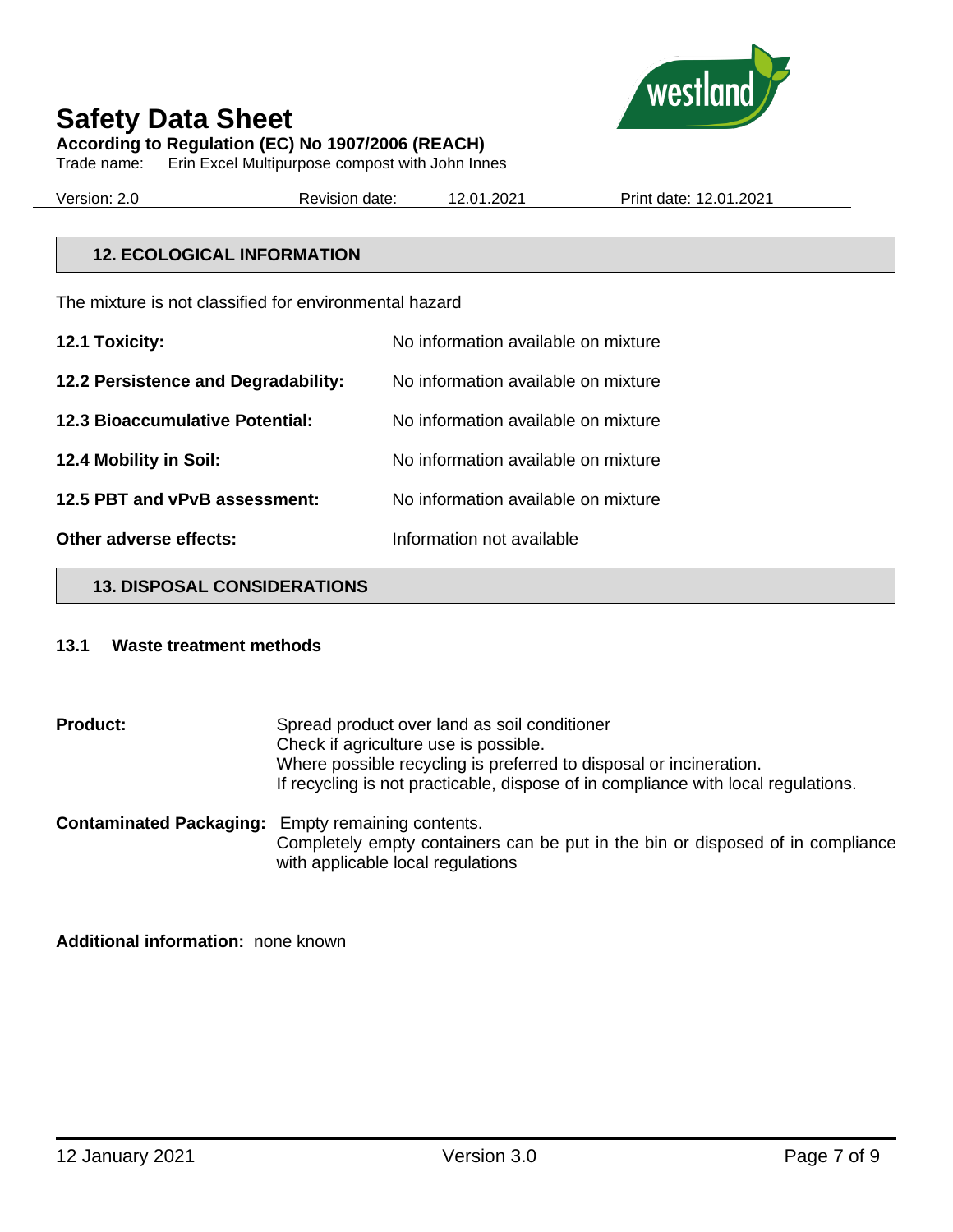## 12. ECOLOGICAL INFORMATION

The mixture is not classified for environmental hazard

| | |
|---|---|
| **12.1 Toxicity:** | No information available on mixture |
| **12.2 Persistence and Degradability:** | No information available on mixture |
| **12.3 Bioaccumulative Potential:** | No information available on mixture |
| **12.4 Mobility in Soil:** | No information available on mixture |
| **12.5 PBT and vPvB assessment:** | No information available on mixture |
| **Other adverse effects:** | Information not available |

## 13. DISPOSAL CONSIDERATIONS

### 13.1 Waste treatment methods

**Product:** Spread product over land as soil conditioner
Check if agriculture use is possible.
Where possible recycling is preferred to disposal or incineration.
If recycling is not practicable, dispose of in compliance with local regulations.

**Contaminated Packaging:** Empty remaining contents.
Completely empty containers can be put in the bin or disposed of in compliance with applicable local regulations

**Additional information:** none known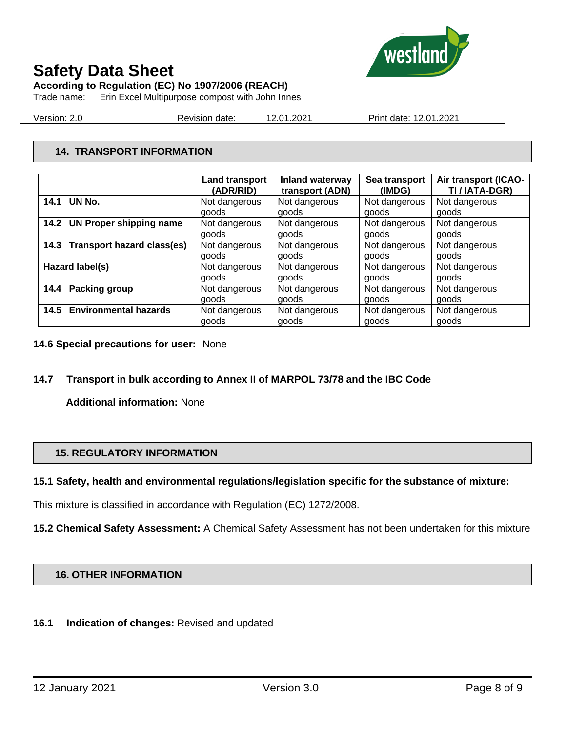## 14. TRANSPORT INFORMATION

| | Land transport (ADR/RID) | Inland waterway transport (ADN) | Sea transport (IMDG) | Air transport (ICAO-TI / IATA-DGR) |
|---|---|---|---|---|
| **14.1 UN No.** | Not dangerous goods | Not dangerous goods | Not dangerous goods | Not dangerous goods |
| **14.2 UN Proper shipping name** | Not dangerous goods | Not dangerous goods | Not dangerous goods | Not dangerous goods |
| **14.3 Transport hazard class(es)** | Not dangerous goods | Not dangerous goods | Not dangerous goods | Not dangerous goods |
| **Hazard label(s)** | Not dangerous goods | Not dangerous goods | Not dangerous goods | Not dangerous goods |
| **14.4 Packing group** | Not dangerous goods | Not dangerous goods | Not dangerous goods | Not dangerous goods |
| **14.5 Environmental hazards** | Not dangerous goods | Not dangerous goods | Not dangerous goods | Not dangerous goods |

**14.6 Special precautions for user:** None

**14.7 Transport in bulk according to Annex II of MARPOL 73/78 and the IBC Code**

**Additional information:** None

## 15. REGULATORY INFORMATION

**15.1 Safety, health and environmental regulations/legislation specific for the substance of mixture:**

This mixture is classified in accordance with Regulation (EC) 1272/2008.

**15.2 Chemical Safety Assessment:** A Chemical Safety Assessment has not been undertaken for this mixture

## 16. OTHER INFORMATION

**16.1 Indication of changes:** Revised and updated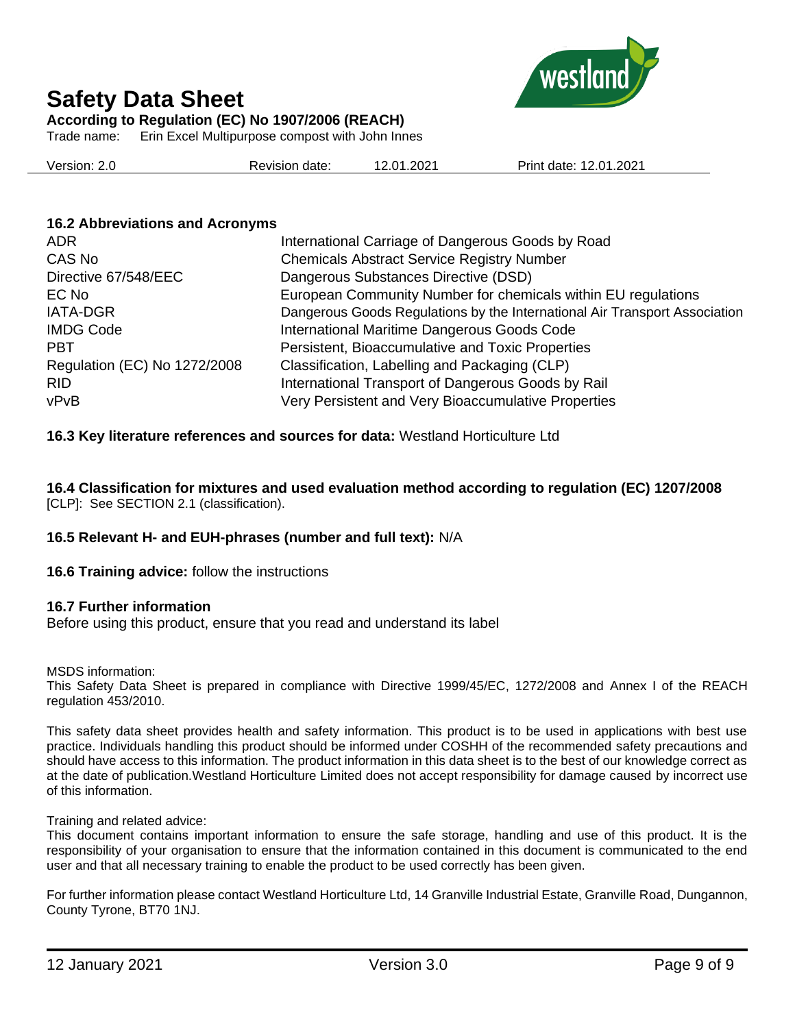### 16.2 Abbreviations and Acronyms

| | |
|---|---|
| ADR | International Carriage of Dangerous Goods by Road |
| CAS No | Chemicals Abstract Service Registry Number |
| Directive 67/548/EEC | Dangerous Substances Directive (DSD) |
| EC No | European Community Number for chemicals within EU regulations |
| IATA-DGR | Dangerous Goods Regulations by the International Air Transport Association |
| IMDG Code | International Maritime Dangerous Goods Code |
| PBT | Persistent, Bioaccumulative and Toxic Properties |
| Regulation (EC) No 1272/2008 | Classification, Labelling and Packaging (CLP) |
| RID | International Transport of Dangerous Goods by Rail |
| vPvB | Very Persistent and Very Bioaccumulative Properties |

**16.3 Key literature references and sources for data:** Westland Horticulture Ltd

**16.4 Classification for mixtures and used evaluation method according to regulation (EC) 1207/2008**
[CLP]: See SECTION 2.1 (classification).

**16.5 Relevant H- and EUH-phrases (number and full text):** N/A

**16.6 Training advice:** follow the instructions

**16.7 Further information**

Before using this product, ensure that you read and understand its label

MSDS information:

This Safety Data Sheet is prepared in compliance with Directive 1999/45/EC, 1272/2008 and Annex I of the REACH regulation 453/2010.

This safety data sheet provides health and safety information. This product is to be used in applications with best use practice. Individuals handling this product should be informed under COSHH of the recommended safety precautions and should have access to this information. The product information in this data sheet is to the best of our knowledge correct as at the date of publication.Westland Horticulture Limited does not accept responsibility for damage caused by incorrect use of this information.

Training and related advice:

This document contains important information to ensure the safe storage, handling and use of this product. It is the responsibility of your organisation to ensure that the information contained in this document is communicated to the end user and that all necessary training to enable the product to be used correctly has been given.

For further information please contact Westland Horticulture Ltd, 14 Granville Industrial Estate, Granville Road, Dungannon, County Tyrone, BT70 1NJ.